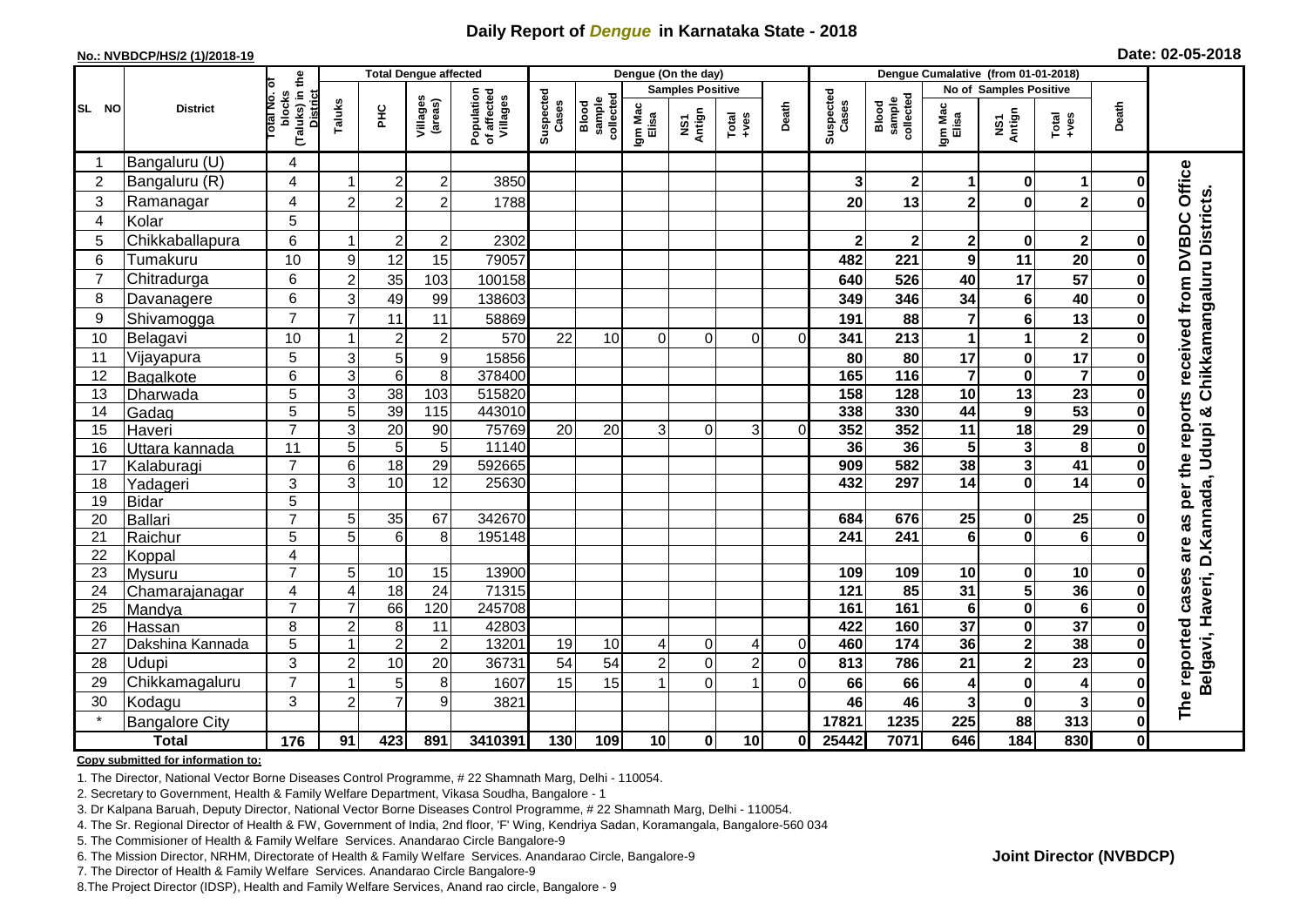# Daily Report of *Dengue* in Karnataka State - 2018

**No.: NVBDCP/HS/2 (1)/2018-19**

**Date: 02-05-2018**

| SL NO | District | Total No. of blocks (Taluks) in the District | Total Dengue affected | | | | Dengue (On the day) | | | | | | | Dengue Cumalative (from 01-01-2018) | | | | | | | |
|---|---|---|---|---|---|---|---|---|---|---|---|---|---|---|---|---|---|---|---|---|
| | | | Taluks | PHC | Villages (areas) | Population of affected Villages | Suspected Cases | Blood sample collected | Samples Positive | | | Death | Suspected Cases | Blood sample collected | No of Samples Positive | | | Death | |
| | | | | | | | | | Igm Mac Elisa | NS1 Antign | Total +ves | | | | Igm Mac Elisa | NS1 Antign | Total +ves | | |
| 1 | Bangaluru (U) | 4 | | | | | | | | | | | | | | | | | The reported cases are as per the reports received from DVBDC Office Belgavi, Haveri, D.Kannada, Udupi & Chikkamangaluru Districts. |
| 2 | Bangaluru (R) | 4 | 1 | 2 | 2 | 3850 | | | | | | | 3 | 2 | 1 | 0 | 1 | 0 | |
| 3 | Ramanagar | 4 | 2 | 2 | 2 | 1788 | | | | | | | 20 | 13 | 2 | 0 | 2 | 0 | |
| 4 | Kolar | 5 | | | | | | | | | | | | | | | | | |
| 5 | Chikkaballapura | 6 | 1 | 2 | 2 | 2302 | | | | | | | 2 | 2 | 2 | 0 | 2 | 0 | |
| 6 | Tumakuru | 10 | 9 | 12 | 15 | 79057 | | | | | | | 482 | 221 | 9 | 11 | 20 | 0 | |
| 7 | Chitradurga | 6 | 2 | 35 | 103 | 100158 | | | | | | | 640 | 526 | 40 | 17 | 57 | 0 | |
| 8 | Davanagere | 6 | 3 | 49 | 99 | 138603 | | | | | | | 349 | 346 | 34 | 6 | 40 | 0 | |
| 9 | Shivamogga | 7 | 7 | 11 | 11 | 58869 | | | | | | | 191 | 88 | 7 | 6 | 13 | 0 | |
| 10 | Belagavi | 10 | 1 | 2 | 2 | 570 | 22 | 10 | 0 | 0 | 0 | 0 | 341 | 213 | 1 | 1 | 2 | 0 | |
| 11 | Vijayapura | 5 | 3 | 5 | 9 | 15856 | | | | | | | 80 | 80 | 17 | 0 | 17 | 0 | |
| 12 | Bagalkote | 6 | 3 | 6 | 8 | 378400 | | | | | | | 165 | 116 | 7 | 0 | 7 | 0 | |
| 13 | Dharwada | 5 | 3 | 38 | 103 | 515820 | | | | | | | 158 | 128 | 10 | 13 | 23 | 0 | |
| 14 | Gadag | 5 | 5 | 39 | 115 | 443010 | | | | | | | 338 | 330 | 44 | 9 | 53 | 0 | |
| 15 | Haveri | 7 | 3 | 20 | 90 | 75769 | 20 | 20 | 3 | 0 | 3 | 0 | 352 | 352 | 11 | 18 | 29 | 0 | |
| 16 | Uttara kannada | 11 | 5 | 5 | 5 | 11140 | | | | | | | 36 | 36 | 5 | 3 | 8 | 0 | |
| 17 | Kalaburagi | 7 | 6 | 18 | 29 | 592665 | | | | | | | 909 | 582 | 38 | 3 | 41 | 0 | |
| 18 | Yadageri | 3 | 3 | 10 | 12 | 25630 | | | | | | | 432 | 297 | 14 | 0 | 14 | 0 | |
| 19 | Bidar | 5 | | | | | | | | | | | | | | | | | |
| 20 | Ballari | 7 | 5 | 35 | 67 | 342670 | | | | | | | 684 | 676 | 25 | 0 | 25 | 0 | |
| 21 | Raichur | 5 | 5 | 6 | 8 | 195148 | | | | | | | 241 | 241 | 6 | 0 | 6 | 0 | |
| 22 | Koppal | 4 | | | | | | | | | | | | | | | | | |
| 23 | Mysuru | 7 | 5 | 10 | 15 | 13900 | | | | | | | 109 | 109 | 10 | 0 | 10 | 0 | |
| 24 | Chamarajanagar | 4 | 4 | 18 | 24 | 71315 | | | | | | | 121 | 85 | 31 | 5 | 36 | 0 | |
| 25 | Mandya | 7 | 7 | 66 | 120 | 245708 | | | | | | | 161 | 161 | 6 | 0 | 6 | 0 | |
| 26 | Hassan | 8 | 2 | 8 | 11 | 42803 | | | | | | | 422 | 160 | 37 | 0 | 37 | 0 | |
| 27 | Dakshina Kannada | 5 | 1 | 2 | 2 | 13201 | 19 | 10 | 4 | 0 | 4 | 0 | 460 | 174 | 36 | 2 | 38 | 0 | |
| 28 | Udupi | 3 | 2 | 10 | 20 | 36731 | 54 | 54 | 2 | 0 | 2 | 0 | 813 | 786 | 21 | 2 | 23 | 0 | |
| 29 | Chikkamagaluru | 7 | 1 | 5 | 8 | 1607 | 15 | 15 | 1 | 0 | 1 | 0 | 66 | 66 | 4 | 0 | 4 | 0 | |
| 30 | Kodagu | 3 | 2 | 7 | 9 | 3821 | | | | | | | 46 | 46 | 3 | 0 | 3 | 0 | |
| * | Bangalore City | | | | | | | | | | | | 17821 | 1235 | 225 | 88 | 313 | 0 | |
| | **Total** | **176** | **91** | **423** | **891** | **3410391** | **130** | **109** | **10** | **0** | **10** | **0** | **25442** | **7071** | **646** | **184** | **830** | **0** | |

**Copy submitted for information to:**

1. The Director, National Vector Borne Diseases Control Programme, # 22 Shamnath Marg, Delhi - 110054.
2. Secretary to Government, Health & Family Welfare Department, Vikasa Soudha, Bangalore - 1
3. Dr Kalpana Baruah, Deputy Director, National Vector Borne Diseases Control Programme, # 22 Shamnath Marg, Delhi - 110054.
4. The Sr. Regional Director of Health & FW, Government of India, 2nd floor, 'F' Wing, Kendriya Sadan, Koramangala, Bangalore-560 034
5. The Commisioner of Health & Family Welfare Services. Anandarao Circle Bangalore-9
6. The Mission Director, NRHM, Directorate of Health & Family Welfare Services. Anandarao Circle, Bangalore-9
7. The Director of Health & Family Welfare Services. Anandarao Circle Bangalore-9
8. The Project Director (IDSP), Health and Family Welfare Services, Anand rao circle, Bangalore - 9

**Joint Director (NVBDCP)**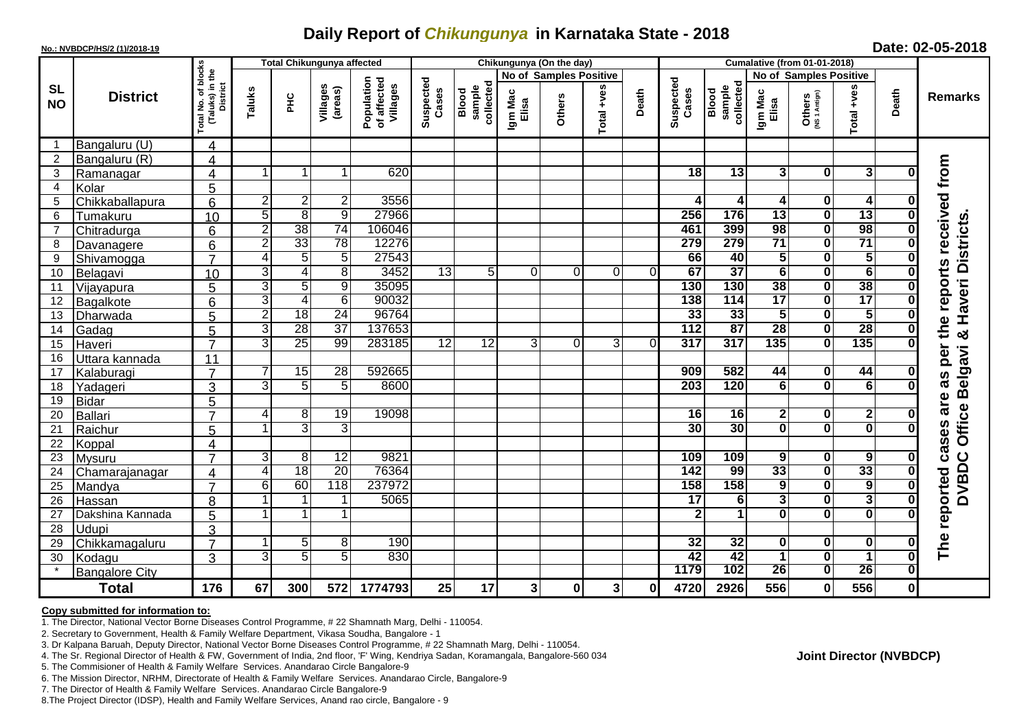# Daily Report of *Chikungunya* in Karnataka State - 2018

**No.: NVBDCP/HS/2 (1)/2018-19**

**Date: 02-05-2018**

| SL NO | District | Total No. of blocks (Taluks) in the District | Total Chikungunya affected | | | | Chikungunya (On the day) | | | | | | | Cumalative (from 01-01-2018) | | | | | | | Remarks |
|---|---|---|---|---|---|---|---|---|---|---|---|---|---|---|---|---|---|---|---|---|---|
| | | | Taluks | PHC | Villages (areas) | Population of affected Villages | Suspected Cases | Blood sample collected | No of Samples Positive | | | Death | Suspected Cases | Blood sample collected | No of Samples Positive | | | Death | |
| | | | | | | | | | Igm Mac Elisa | Others | Total +ves | | | | Igm Mac Elisa | Others (NS 1 Antign) | Total +ves | | |
| 1 | Bangaluru (U) | 4 | | | | | | | | | | | | | | | | | The reported cases are as per the reports received from DVBDC Office Belgavi & Haveri Districts. |
| 2 | Bangaluru (R) | 4 | | | | | | | | | | | | | | | | | |
| 3 | Ramanagar | 4 | 1 | 1 | 1 | 620 | | | | | | | 18 | 13 | 3 | 0 | 3 | 0 | |
| 4 | Kolar | 5 | | | | | | | | | | | | | | | | | |
| 5 | Chikkaballapura | 6 | 2 | 2 | 2 | 3556 | | | | | | | 4 | 4 | 4 | 0 | 4 | 0 | |
| 6 | Tumakuru | 10 | 5 | 8 | 9 | 27966 | | | | | | | 256 | 176 | 13 | 0 | 13 | 0 | |
| 7 | Chitradurga | 6 | 2 | 38 | 74 | 106046 | | | | | | | 461 | 399 | 98 | 0 | 98 | 0 | |
| 8 | Davanagere | 6 | 2 | 33 | 78 | 12276 | | | | | | | 279 | 279 | 71 | 0 | 71 | 0 | |
| 9 | Shivamogga | 7 | 4 | 5 | 5 | 27543 | | | | | | | 66 | 40 | 5 | 0 | 5 | 0 | |
| 10 | Belagavi | 10 | 3 | 4 | 8 | 3452 | 13 | 5 | 0 | 0 | 0 | 0 | 67 | 37 | 6 | 0 | 6 | 0 | |
| 11 | Vijayapura | 5 | 3 | 5 | 9 | 35095 | | | | | | | 130 | 130 | 38 | 0 | 38 | 0 | |
| 12 | Bagalkote | 6 | 3 | 4 | 6 | 90032 | | | | | | | 138 | 114 | 17 | 0 | 17 | 0 | |
| 13 | Dharwada | 5 | 2 | 18 | 24 | 96764 | | | | | | | 33 | 33 | 5 | 0 | 5 | 0 | |
| 14 | Gadag | 5 | 3 | 28 | 37 | 137653 | | | | | | | 112 | 87 | 28 | 0 | 28 | 0 | |
| 15 | Haveri | 7 | 3 | 25 | 99 | 283185 | 12 | 12 | 3 | 0 | 3 | 0 | 317 | 317 | 135 | 0 | 135 | 0 | |
| 16 | Uttara kannada | 11 | | | | | | | | | | | | | | | | | |
| 17 | Kalaburagi | 7 | 7 | 15 | 28 | 592665 | | | | | | | 909 | 582 | 44 | 0 | 44 | 0 | |
| 18 | Yadageri | 3 | 3 | 5 | 5 | 8600 | | | | | | | 203 | 120 | 6 | 0 | 6 | 0 | |
| 19 | Bidar | 5 | | | | | | | | | | | | | | | | | |
| 20 | Ballari | 7 | 4 | 8 | 19 | 19098 | | | | | | | 16 | 16 | 2 | 0 | 2 | 0 | |
| 21 | Raichur | 5 | 1 | 3 | 3 | | | | | | | | 30 | 30 | 0 | 0 | 0 | 0 | |
| 22 | Koppal | 4 | | | | | | | | | | | | | | | | | |
| 23 | Mysuru | 7 | 3 | 8 | 12 | 9821 | | | | | | | 109 | 109 | 9 | 0 | 9 | 0 | |
| 24 | Chamarajanagar | 4 | 4 | 18 | 20 | 76364 | | | | | | | 142 | 99 | 33 | 0 | 33 | 0 | |
| 25 | Mandya | 7 | 6 | 60 | 118 | 237972 | | | | | | | 158 | 158 | 9 | 0 | 9 | 0 | |
| 26 | Hassan | 8 | 1 | 1 | 1 | 5065 | | | | | | | 17 | 6 | 3 | 0 | 3 | 0 | |
| 27 | Dakshina Kannada | 5 | 1 | 1 | 1 | | | | | | | | 2 | 1 | 0 | 0 | 0 | 0 | |
| 28 | Udupi | 3 | | | | | | | | | | | | | | | | | |
| 29 | Chikkamagaluru | 7 | 1 | 5 | 8 | 190 | | | | | | | 32 | 32 | 0 | 0 | 0 | 0 | |
| 30 | Kodagu | 3 | 3 | 5 | 5 | 830 | | | | | | | 42 | 42 | 1 | 0 | 1 | 0 | |
| * | Bangalore City | | | | | | | | | | | | 1179 | 102 | 26 | 0 | 26 | 0 | |
| | **Total** | **176** | **67** | **300** | **572** | **1774793** | **25** | **17** | **3** | **0** | **3** | **0** | **4720** | **2926** | **556** | **0** | **556** | **0** | |

**Copy submitted for information to:**

1. The Director, National Vector Borne Diseases Control Programme, # 22 Shamnath Marg, Delhi - 110054.
2. Secretary to Government, Health & Family Welfare Department, Vikasa Soudha, Bangalore - 1
3. Dr Kalpana Baruah, Deputy Director, National Vector Borne Diseases Control Programme, # 22 Shamnath Marg, Delhi - 110054.
4. The Sr. Regional Director of Health & FW, Government of India, 2nd floor, 'F' Wing, Kendriya Sadan, Koramangala, Bangalore-560 034
5. The Commisioner of Health & Family Welfare Services. Anandarao Circle Bangalore-9
6. The Mission Director, NRHM, Directorate of Health & Family Welfare Services. Anandarao Circle, Bangalore-9
7. The Director of Health & Family Welfare Services. Anandarao Circle Bangalore-9
8. The Project Director (IDSP), Health and Family Welfare Services, Anand rao circle, Bangalore - 9

**Joint Director (NVBDCP)**